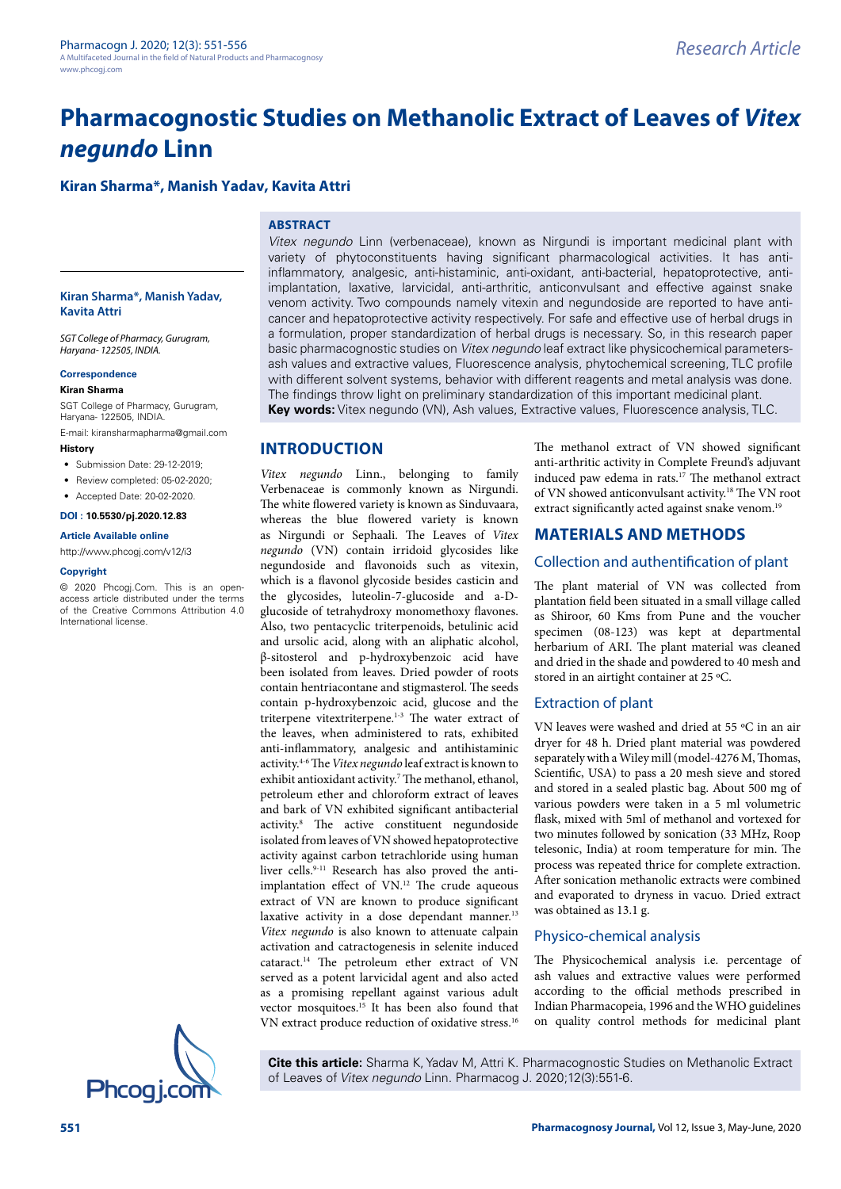# Pharmacognostic Studies on Methanolic Extract of Leaves of *Vitex negundo* Linn

**Kiran Sharma*, Manish Yadav, Kavita Attri**

## ABSTRACT

*Vitex negundo* Linn (verbenaceae), known as Nirgundi is important medicinal plant with variety of phytoconstituents having significant pharmacological activities. It has anti-inflammatory, analgesic, anti-histaminic, anti-oxidant, anti-bacterial, hepatoprotective, anti-implantation, laxative, larvicidal, anti-arthritic, anticonvulsant and effective against snake venom activity. Two compounds namely vitexin and negundoside are reported to have anti-cancer and hepatoprotective activity respectively. For safe and effective use of herbal drugs in a formulation, proper standardization of herbal drugs is necessary. So, in this research paper basic pharmacognostic studies on *Vitex negundo* leaf extract like physicochemical parameters-ash values and extractive values, Fluorescence analysis, phytochemical screening, TLC profile with different solvent systems, behavior with different reagents and metal analysis was done. The findings throw light on preliminary standardization of this important medicinal plant.

**Key words:** Vitex negundo (VN), Ash values, Extractive values, Fluorescence analysis, TLC.

**Kiran Sharma*, Manish Yadav, Kavita Attri**

*SGT College of Pharmacy, Gurugram, Haryana- 122505, INDIA.*

**Correspondence**

**Kiran Sharma**

SGT College of Pharmacy, Gurugram, Haryana- 122505, INDIA.

E-mail: kiransharmapharma@gmail.com

**History**

- Submission Date: 29-12-2019;
- Review completed: 05-02-2020;
- Accepted Date: 20-02-2020.

**DOI : 10.5530/pj.2020.12.83**

**Article Available online**

http://www.phcogj.com/v12/i3

**Copyright**

© 2020 Phcogj.Com. This is an open-access article distributed under the terms of the Creative Commons Attribution 4.0 International license.

## INTRODUCTION

*Vitex negundo* Linn., belonging to family Verbenaceae is commonly known as Nirgundi. The white flowered variety is known as Sinduvaara, whereas the blue flowered variety is known as Nirgundi or Sephaali. The Leaves of *Vitex negundo* (VN) contain irridoid glycosides like negundoside and flavonoids such as vitexin, which is a flavonol glycoside besides casticin and the glycosides, luteolin-7-glucoside and a-D-glucoside of tetrahydroxy monomethoxy flavones. Also, two pentacyclic triterpenoids, betulinic acid and ursolic acid, along with an aliphatic alcohol, β-sitosterol and p-hydroxybenzoic acid have been isolated from leaves. Dried powder of roots contain hentriacontane and stigmasterol. The seeds contain p-hydroxybenzoic acid, glucose and the triterpene vitextriterpene.[1-3] The water extract of the leaves, when administered to rats, exhibited anti-inflammatory, analgesic and antihistaminic activity.[4-6] The *Vitex negundo* leaf extract is known to exhibit antioxidant activity.[7] The methanol, ethanol, petroleum ether and chloroform extract of leaves and bark of VN exhibited significant antibacterial activity.[8] The active constituent negundoside isolated from leaves of VN showed hepatoprotective activity against carbon tetrachloride using human liver cells.[9-11] Research has also proved the anti-implantation effect of VN.[12] The crude aqueous extract of VN are known to produce significant laxative activity in a dose dependant manner.[13] *Vitex negundo* is also known to attenuate calpain activation and catractogenesis in selenite induced cataract.[14] The petroleum ether extract of VN served as a potent larvicidal agent and also acted as a promising repellant against various adult vector mosquitoes.[15] It has been also found that VN extract produce reduction of oxidative stress.[16] The methanol extract of VN showed significant anti-arthritic activity in Complete Freund's adjuvant induced paw edema in rats.[17] The methanol extract of VN showed anticonvulsant activity.[18] The VN root extract significantly acted against snake venom.[19]

## MATERIALS AND METHODS

### Collection and authentification of plant

The plant material of VN was collected from plantation field been situated in a small village called as Shiroor, 60 Kms from Pune and the voucher specimen (08-123) was kept at departmental herbarium of ARI. The plant material was cleaned and dried in the shade and powdered to 40 mesh and stored in an airtight container at 25 ºC.

### Extraction of plant

VN leaves were washed and dried at 55 ºC in an air dryer for 48 h. Dried plant material was powdered separately with a Wiley mill (model-4276 M, Thomas, Scientific, USA) to pass a 20 mesh sieve and stored and stored in a sealed plastic bag. About 500 mg of various powders were taken in a 5 ml volumetric flask, mixed with 5ml of methanol and vortexed for two minutes followed by sonication (33 MHz, Roop telesonic, India) at room temperature for min. The process was repeated thrice for complete extraction. After sonication methanolic extracts were combined and evaporated to dryness in vacuo. Dried extract was obtained as 13.1 g.

### Physico-chemical analysis

The Physicochemical analysis i.e. percentage of ash values and extractive values were performed according to the official methods prescribed in Indian Pharmacopeia, 1996 and the WHO guidelines on quality control methods for medicinal plant

**Cite this article:** Sharma K, Yadav M, Attri K. Pharmacognostic Studies on Methanolic Extract of Leaves of *Vitex negundo* Linn. Pharmacog J. 2020;12(3):551-6.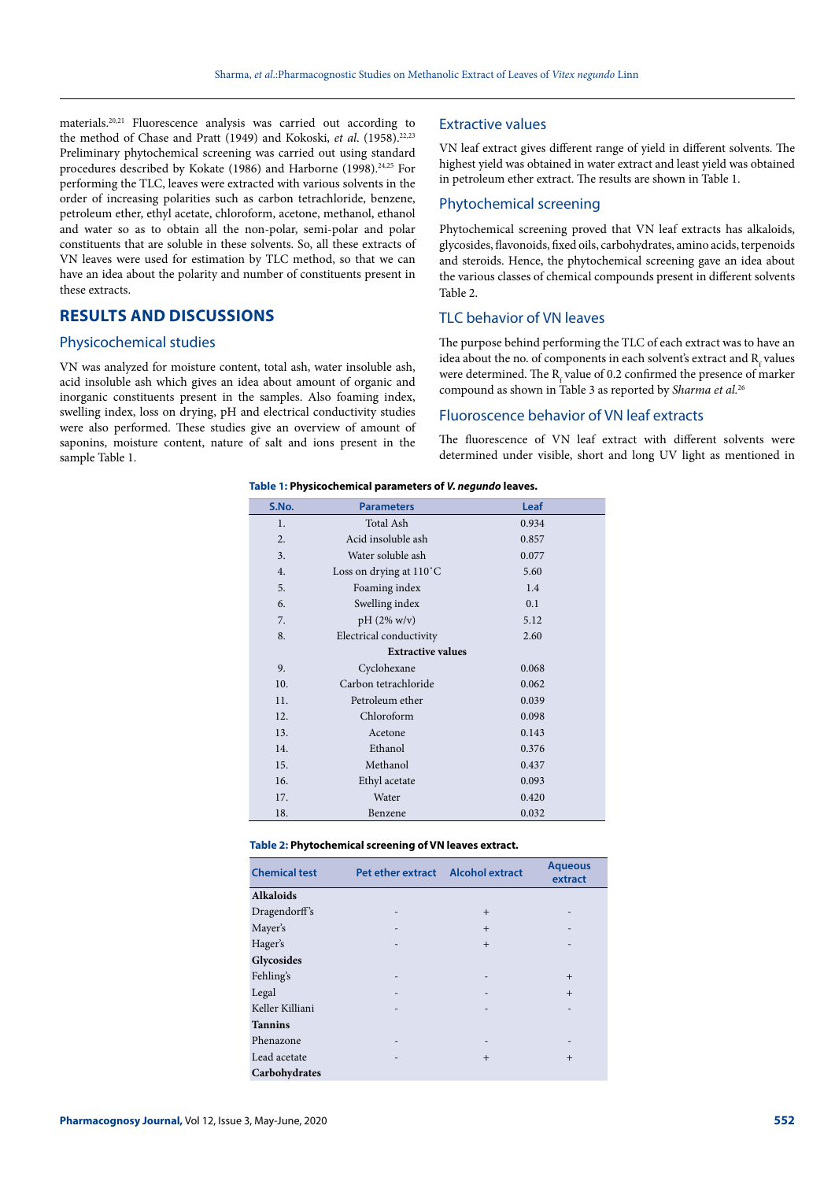materials.[20,21] Fluorescence analysis was carried out according to the method of Chase and Pratt (1949) and Kokoski, *et al.* (1958).[22,23] Preliminary phytochemical screening was carried out using standard procedures described by Kokate (1986) and Harborne (1998).[24,25] For performing the TLC, leaves were extracted with various solvents in the order of increasing polarities such as carbon tetrachloride, benzene, petroleum ether, ethyl acetate, chloroform, acetone, methanol, ethanol and water so as to obtain all the non-polar, semi-polar and polar constituents that are soluble in these solvents. So, all these extracts of VN leaves were used for estimation by TLC method, so that we can have an idea about the polarity and number of constituents present in these extracts.

## RESULTS AND DISCUSSIONS

### Physicochemical studies

VN was analyzed for moisture content, total ash, water insoluble ash, acid insoluble ash which gives an idea about amount of organic and inorganic constituents present in the samples. Also foaming index, swelling index, loss on drying, pH and electrical conductivity studies were also performed. These studies give an overview of amount of saponins, moisture content, nature of salt and ions present in the sample Table 1.

### Extractive values

VN leaf extract gives different range of yield in different solvents. The highest yield was obtained in water extract and least yield was obtained in petroleum ether extract. The results are shown in Table 1.

### Phytochemical screening

Phytochemical screening proved that VN leaf extracts has alkaloids, glycosides, flavonoids, fixed oils, carbohydrates, amino acids, terpenoids and steroids. Hence, the phytochemical screening gave an idea about the various classes of chemical compounds present in different solvents Table 2.

### TLC behavior of VN leaves

The purpose behind performing the TLC of each extract was to have an idea about the no. of components in each solvent's extract and $R_f$ values were determined. The $R_f$ value of 0.2 confirmed the presence of marker compound as shown in Table 3 as reported by *Sharma et al.*[26]

### Fluoroscence behavior of VN leaf extracts

The fluorescence of VN leaf extract with different solvents were determined under visible, short and long UV light as mentioned in

**Table 1: Physicochemical parameters of *V. negundo* leaves.**

| S.No. | Parameters | Leaf |
|---|---|---|
| 1. | Total Ash | 0.934 |
| 2. | Acid insoluble ash | 0.857 |
| 3. | Water soluble ash | 0.077 |
| 4. | Loss on drying at 110˚C | 5.60 |
| 5. | Foaming index | 1.4 |
| 6. | Swelling index | 0.1 |
| 7. | pH (2% w/v) | 5.12 |
| 8. | Electrical conductivity | 2.60 |
| | **Extractive values** | |
| 9. | Cyclohexane | 0.068 |
| 10. | Carbon tetrachloride | 0.062 |
| 11. | Petroleum ether | 0.039 |
| 12. | Chloroform | 0.098 |
| 13. | Acetone | 0.143 |
| 14. | Ethanol | 0.376 |
| 15. | Methanol | 0.437 |
| 16. | Ethyl acetate | 0.093 |
| 17. | Water | 0.420 |
| 18. | Benzene | 0.032 |

**Table 2: Phytochemical screening of VN leaves extract.**

| Chemical test | Pet ether extract | Alcohol extract | Aqueous extract |
|---|---|---|---|
| **Alkaloids** | | | |
| Dragendorff's | - | + | - |
| Mayer's | - | + | - |
| Hager's | - | + | - |
| **Glycosides** | | | |
| Fehling's | - | - | + |
| Legal | - | - | + |
| Keller Killiani | - | - | - |
| **Tannins** | | | |
| Phenazone | - | - | - |
| Lead acetate | - | + | + |
| **Carbohydrates** | | | |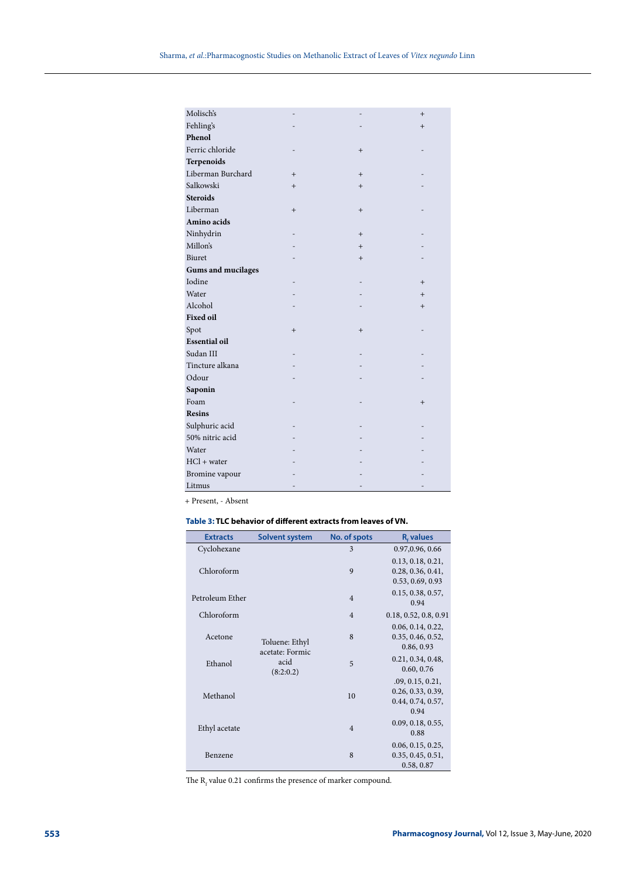| | | | |
|---|---|---|---|
| Molisch's | - | - | + |
| Fehling's | - | - | + |
| **Phenol** | | | |
| Ferric chloride | - | + | - |
| **Terpenoids** | | | |
| Liberman Burchard | + | + | - |
| Salkowski | + | + | - |
| **Steroids** | | | |
| Liberman | + | + | - |
| **Amino acids** | | | |
| Ninhydrin | - | + | - |
| Millon's | - | + | - |
| Biuret | - | + | - |
| **Gums and mucilages** | | | |
| Iodine | - | - | + |
| Water | - | - | + |
| Alcohol | - | - | + |
| **Fixed oil** | | | |
| Spot | + | + | - |
| **Essential oil** | | | |
| Sudan III | - | - | - |
| Tincture alkana | - | - | - |
| Odour | - | - | - |
| **Saponin** | | | |
| Foam | - | - | + |
| **Resins** | | | |
| Sulphuric acid | - | - | - |
| 50% nitric acid | - | - | - |
| Water | - | - | - |
| HCl + water | - | - | - |
| Bromine vapour | - | - | - |
| Litmus | - | - | - |

+ Present, - Absent

**Table 3: TLC behavior of different extracts from leaves of VN.**

| Extracts | Solvent system | No. of spots | $R_f$ values |
|---|---|---|---|
| Cyclohexane | Toluene: Ethyl acetate: Formic acid (8:2:0.2) | 3 | 0.97,0.96, 0.66 |
| Chloroform | | 9 | 0.13, 0.18, 0.21, 0.28, 0.36, 0.41, 0.53, 0.69, 0.93 |
| Petroleum Ether | | 4 | 0.15, 0.38, 0.57, 0.94 |
| Chloroform | | 4 | 0.18, 0.52, 0.8, 0.91 |
| Acetone | | 8 | 0.06, 0.14, 0.22, 0.35, 0.46, 0.52, 0.86, 0.93 |
| Ethanol | | 5 | 0.21, 0.34, 0.48, 0.60, 0.76 |
| Methanol | | 10 | .09, 0.15, 0.21, 0.26, 0.33, 0.39, 0.44, 0.74, 0.57, 0.94 |
| Ethyl acetate | | 4 | 0.09, 0.18, 0.55, 0.88 |
| Benzene | | 8 | 0.06, 0.15, 0.25, 0.35, 0.45, 0.51, 0.58, 0.87 |

The $R_f$ value 0.21 confirms the presence of marker compound.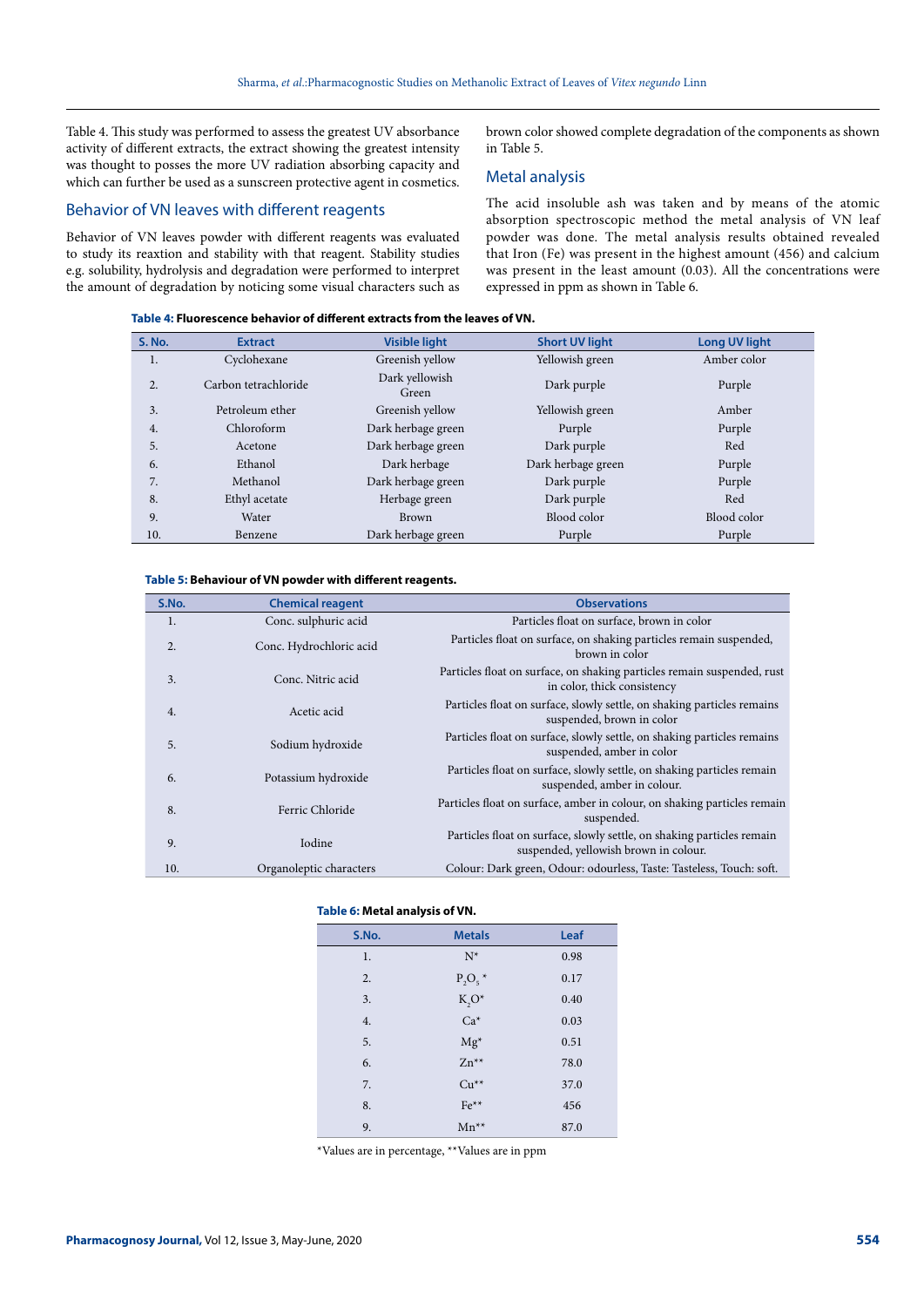Table 4. This study was performed to assess the greatest UV absorbance activity of different extracts, the extract showing the greatest intensity was thought to posses the more UV radiation absorbing capacity and which can further be used as a sunscreen protective agent in cosmetics.

## Behavior of VN leaves with different reagents

Behavior of VN leaves powder with different reagents was evaluated to study its reaxtion and stability with that reagent. Stability studies e.g. solubility, hydrolysis and degradation were performed to interpret the amount of degradation by noticing some visual characters such as brown color showed complete degradation of the components as shown in Table 5.

## Metal analysis

The acid insoluble ash was taken and by means of the atomic absorption spectroscopic method the metal analysis of VN leaf powder was done. The metal analysis results obtained revealed that Iron (Fe) was present in the highest amount (456) and calcium was present in the least amount (0.03). All the concentrations were expressed in ppm as shown in Table 6.

**Table 4: Fluorescence behavior of different extracts from the leaves of VN.**

| S. No. | Extract | Visible light | Short UV light | Long UV light |
|---|---|---|---|---|
| 1. | Cyclohexane | Greenish yellow | Yellowish green | Amber color |
| 2. | Carbon tetrachloride | Dark yellowish Green | Dark purple | Purple |
| 3. | Petroleum ether | Greenish yellow | Yellowish green | Amber |
| 4. | Chloroform | Dark herbage green | Purple | Purple |
| 5. | Acetone | Dark herbage green | Dark purple | Red |
| 6. | Ethanol | Dark herbage | Dark herbage green | Purple |
| 7. | Methanol | Dark herbage green | Dark purple | Purple |
| 8. | Ethyl acetate | Herbage green | Dark purple | Red |
| 9. | Water | Brown | Blood color | Blood color |
| 10. | Benzene | Dark herbage green | Purple | Purple |

**Table 5: Behaviour of VN powder with different reagents.**

| S.No. | Chemical reagent | Observations |
|---|---|---|
| 1. | Conc. sulphuric acid | Particles float on surface, brown in color |
| 2. | Conc. Hydrochloric acid | Particles float on surface, on shaking particles remain suspended, brown in color |
| 3. | Conc. Nitric acid | Particles float on surface, on shaking particles remain suspended, rust in color, thick consistency |
| 4. | Acetic acid | Particles float on surface, slowly settle, on shaking particles remains suspended, brown in color |
| 5. | Sodium hydroxide | Particles float on surface, slowly settle, on shaking particles remains suspended, amber in color |
| 6. | Potassium hydroxide | Particles float on surface, slowly settle, on shaking particles remain suspended, amber in colour. |
| 8. | Ferric Chloride | Particles float on surface, amber in colour, on shaking particles remain suspended. |
| 9. | Iodine | Particles float on surface, slowly settle, on shaking particles remain suspended, yellowish brown in colour. |
| 10. | Organoleptic characters | Colour: Dark green, Odour: odourless, Taste: Tasteless, Touch: soft. |

**Table 6: Metal analysis of VN.**

| S.No. | Metals | Leaf |
|---|---|---|
| 1. | N* | 0.98 |
| 2. | $P_2O_5$ * | 0.17 |
| 3. | $K_2O$* | 0.40 |
| 4. | Ca* | 0.03 |
| 5. | Mg* | 0.51 |
| 6. | Zn** | 78.0 |
| 7. | Cu** | 37.0 |
| 8. | Fe** | 456 |
| 9. | Mn** | 87.0 |

*Values are in percentage, **Values are in ppm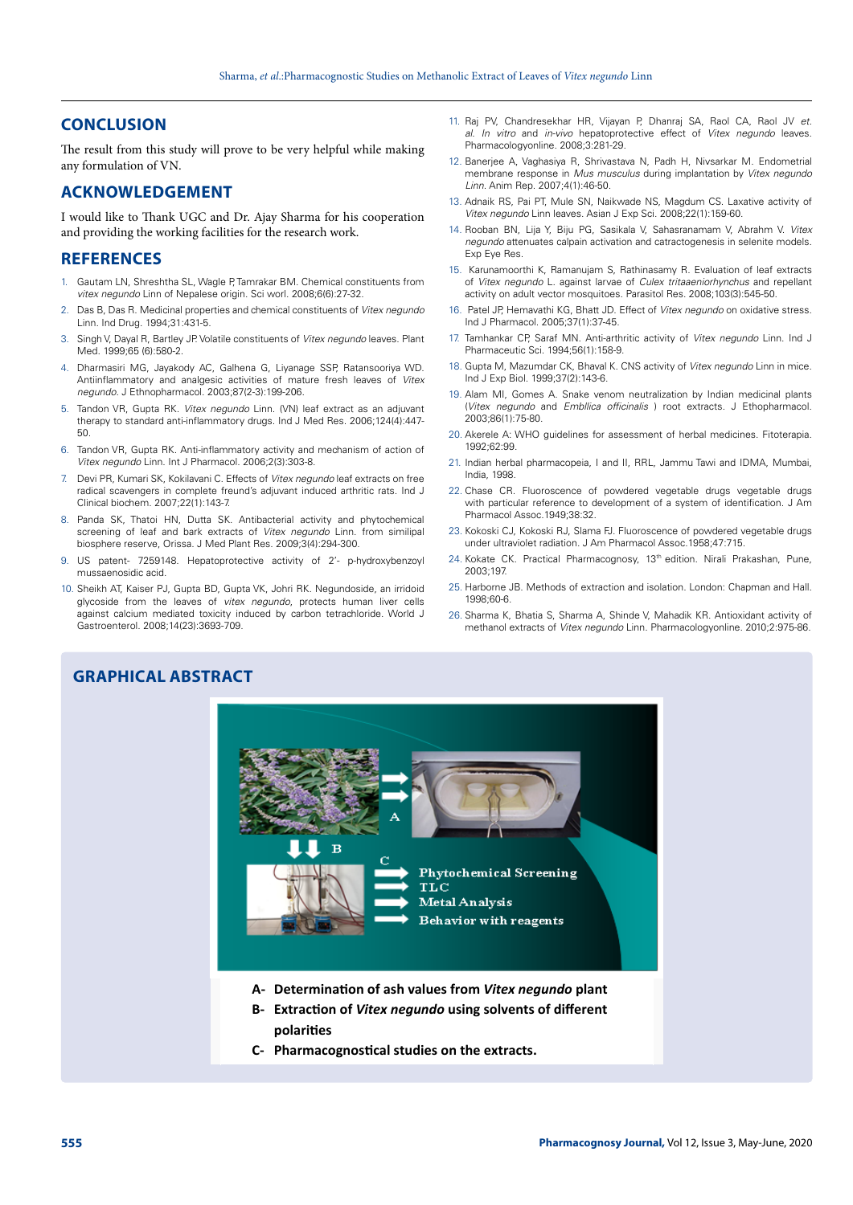## CONCLUSION

The result from this study will prove to be very helpful while making any formulation of VN.

## ACKNOWLEDGEMENT

I would like to Thank UGC and Dr. Ajay Sharma for his cooperation and providing the working facilities for the research work.

## REFERENCES

1. Gautam LN, Shreshtha SL, Wagle P, Tamrakar BM. Chemical constituents from *vitex negundo* Linn of Nepalese origin. Sci worl. 2008;6(6):27-32.
2. Das B, Das R. Medicinal properties and chemical constituents of *Vitex negundo* Linn. Ind Drug. 1994;31:431-5.
3. Singh V, Dayal R, Bartley JP. Volatile constituents of *Vitex negundo* leaves. Plant Med. 1999;65 (6):580-2.
4. Dharmasiri MG, Jayakody AC, Galhena G, Liyanage SSP, Ratansooriya WD. Antiinflammatory and analgesic activities of mature fresh leaves of *Vitex negundo*. J Ethnopharmacol. 2003;87(2-3):199-206.
5. Tandon VR, Gupta RK. *Vitex negundo* Linn. (VN) leaf extract as an adjuvant therapy to standard anti-inflammatory drugs. Ind J Med Res. 2006;124(4):447-50.
6. Tandon VR, Gupta RK. Anti-inflammatory activity and mechanism of action of *Vitex negundo* Linn. Int J Pharmacol. 2006;2(3):303-8.
7. Devi PR, Kumari SK, Kokilavani C. Effects of *Vitex negundo* leaf extracts on free radical scavengers in complete freund's adjuvant induced arthritic rats. Ind J Clinical biochem. 2007;22(1):143-7.
8. Panda SK, Thatoi HN, Dutta SK. Antibacterial activity and phytochemical screening of leaf and bark extracts of *Vitex negundo* Linn. from similipal biosphere reserve, Orissa. J Med Plant Res. 2009;3(4):294-300.
9. US patent- 7259148. Hepatoprotective activity of 2'- p-hydroxybenzoyl mussaenosidic acid.
10. Sheikh AT, Kaiser PJ, Gupta BD, Gupta VK, Johri RK. Negundoside, an irridoid glycoside from the leaves of *vitex negundo*, protects human liver cells against calcium mediated toxicity induced by carbon tetrachloride. World J Gastroenterol. 2008;14(23):3693-709.
11. Raj PV, Chandresekhar HR, Vijayan P, Dhanraj SA, Raol CA, Raol JV *et. al*. *In vitro* and *in-vivo* hepatoprotective effect of *Vitex negundo* leaves. Pharmacologyonline. 2008;3:281-29.
12. Banerjee A, Vaghasiya R, Shrivastava N, Padh H, Nivsarkar M. Endometrial membrane response in *Mus musculus* during implantation by *Vitex negundo Linn*. Anim Rep. 2007;4(1):46-50.
13. Adnaik RS, Pai PT, Mule SN, Naikwade NS, Magdum CS. Laxative activity of *Vitex negundo* Linn leaves. Asian J Exp Sci. 2008;22(1):159-60.
14. Rooban BN, Lija Y, Biju PG, Sasikala V, Sahasranamam V, Abrahm V. *Vitex negundo* attenuates calpain activation and catractogenesis in selenite models. Exp Eye Res.
15. Karunamoorthi K, Ramanujam S, Rathinasamy R. Evaluation of leaf extracts of *Vitex negundo* L. against larvae of *Culex tritaaeniorhynchus* and repellant activity on adult vector mosquitoes. Parasitol Res. 2008;103(3):545-50.
16. Patel JP, Hemavathi KG, Bhatt JD. Effect of *Vitex negundo* on oxidative stress. Ind J Pharmacol. 2005;37(1):37-45.
17. Tamhankar CP, Saraf MN. Anti-arthritic activity of *Vitex negundo* Linn. Ind J Pharmaceutic Sci. 1994;56(1):158-9.
18. Gupta M, Mazumdar CK, Bhaval K. CNS activity of *Vitex negundo* Linn in mice. Ind J Exp Biol. 1999;37(2):143-6.
19. Alam MI, Gomes A. Snake venom neutralization by Indian medicinal plants (*Vitex negundo* and *Emblica officinalis* ) root extracts. J Ethopharmacol. 2003;86(1):75-80.
20. Akerele A: WHO guidelines for assessment of herbal medicines. Fitoterapia. 1992;62:99.
21. Indian herbal pharmacopeia, I and II, RRL, Jammu Tawi and IDMA, Mumbai, India, 1998.
22. Chase CR. Fluoroscence of powdered vegetable drugs vegetable drugs with particular reference to development of a system of identification. J Am Pharmacol Assoc.1949;38:32.
23. Kokoski CJ, Kokoski RJ, Slama FJ. Fluoroscence of powdered vegetable drugs under ultraviolet radiation. J Am Pharmacol Assoc.1958;47:715.
24. Kokate CK. Practical Pharmacognosy, 13th edition. Nirali Prakashan, Pune, 2003;197.
25. Harborne JB. Methods of extraction and isolation. London: Chapman and Hall. 1998;60-6.
26. Sharma K, Bhatia S, Sharma A, Shinde V, Mahadik KR. Antioxidant activity of methanol extracts of *Vitex negundo* Linn. Pharmacologyonline. 2010;2:975-86.

## GRAPHICAL ABSTRACT

A- Determination of ash values from *Vitex negundo* plant

B- Extraction of *Vitex negundo* using solvents of different polarities

C- Pharmacognostical studies on the extracts.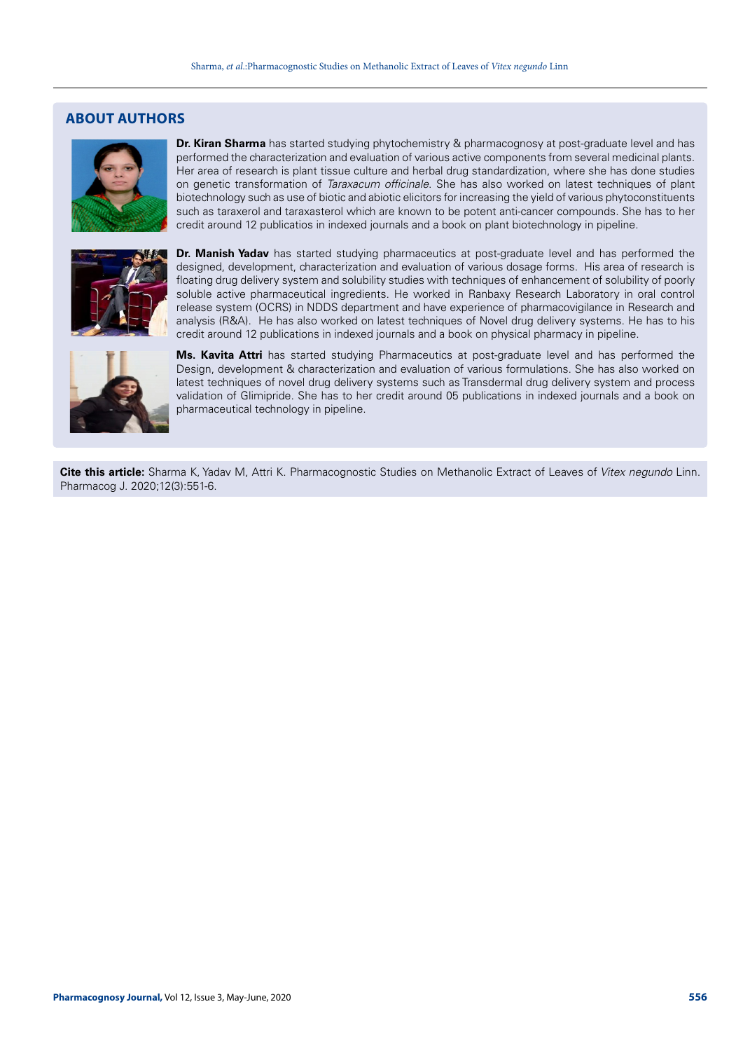## ABOUT AUTHORS

**Dr. Kiran Sharma** has started studying phytochemistry & pharmacognosy at post-graduate level and has performed the characterization and evaluation of various active components from several medicinal plants. Her area of research is plant tissue culture and herbal drug standardization, where she has done studies on genetic transformation of *Taraxacum officinale*. She has also worked on latest techniques of plant biotechnology such as use of biotic and abiotic elicitors for increasing the yield of various phytoconstituents such as taraxerol and taraxasterol which are known to be potent anti-cancer compounds. She has to her credit around 12 publicatios in indexed journals and a book on plant biotechnology in pipeline.

**Dr. Manish Yadav** has started studying pharmaceutics at post-graduate level and has performed the designed, development, characterization and evaluation of various dosage forms. His area of research is floating drug delivery system and solubility studies with techniques of enhancement of solubility of poorly soluble active pharmaceutical ingredients. He worked in Ranbaxy Research Laboratory in oral control release system (OCRS) in NDDS department and have experience of pharmacovigilance in Research and analysis (R&A). He has also worked on latest techniques of Novel drug delivery systems. He has to his credit around 12 publications in indexed journals and a book on physical pharmacy in pipeline.

**Ms. Kavita Attri** has started studying Pharmaceutics at post-graduate level and has performed the Design, development & characterization and evaluation of various formulations. She has also worked on latest techniques of novel drug delivery systems such as Transdermal drug delivery system and process validation of Glimipride. She has to her credit around 05 publications in indexed journals and a book on pharmaceutical technology in pipeline.

**Cite this article:** Sharma K, Yadav M, Attri K. Pharmacognostic Studies on Methanolic Extract of Leaves of *Vitex negundo* Linn. Pharmacog J. 2020;12(3):551-6.